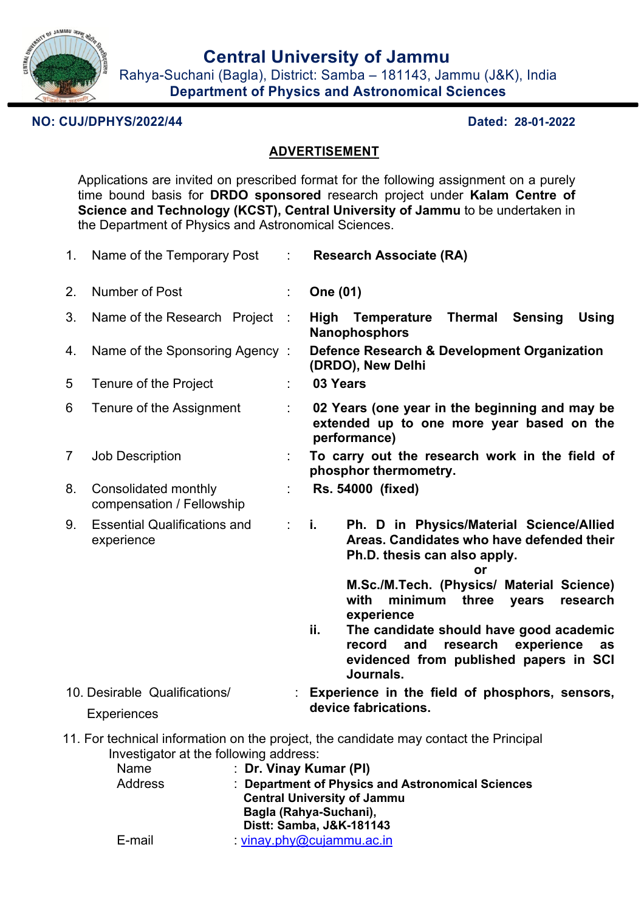# Central University of Jammu

Rahya-Suchani (Bagla), District: Samba – 181143, Jammu (J&K), India

**Department of Physics and Astronomical Sciences**

**NO: CUJ/DPHYS/2022/44** **Dated: 28-01-2022**

## ADVERTISEMENT

Applications are invited on prescribed format for the following assignment on a purely time bound basis for **DRDO sponsored** research project under **Kalam Centre of Science and Technology (KCST), Central University of Jammu** to be undertaken in the Department of Physics and Astronomical Sciences.

1. Name of the Temporary Post : **Research Associate (RA)**
2. Number of Post : **One (01)**
3. Name of the Research Project : **High Temperature Thermal Sensing Using Nanophosphors**
4. Name of the Sponsoring Agency : **Defence Research & Development Organization (DRDO), New Delhi**
5. Tenure of the Project : **03 Years**
6. Tenure of the Assignment : **02 Years (one year in the beginning and may be extended up to one more year based on the performance)**
7. Job Description : **To carry out the research work in the field of phosphor thermometry.**
8. Consolidated monthly compensation / Fellowship : **Rs. 54000 (fixed)**
9. Essential Qualifications and experience :
   - **i. Ph. D in Physics/Material Science/Allied Areas. Candidates who have defended their Ph.D. thesis can also apply.**
     **or**
     **M.Sc./M.Tech. (Physics/ Material Science) with minimum three years research experience**
   - **ii. The candidate should have good academic record and research experience as evidenced from published papers in SCI Journals.**
10. Desirable Qualifications/ Experiences : **Experience in the field of phosphors, sensors, device fabrications.**
11. For technical information on the project, the candidate may contact the Principal Investigator at the following address:

    Name : **Dr. Vinay Kumar (PI)**

    Address : **Department of Physics and Astronomical Sciences**
    **Central University of Jammu**
    **Bagla (Rahya-Suchani),**
    **Distt: Samba, J&K-181143**

    E-mail : vinay.phy@cujammu.ac.in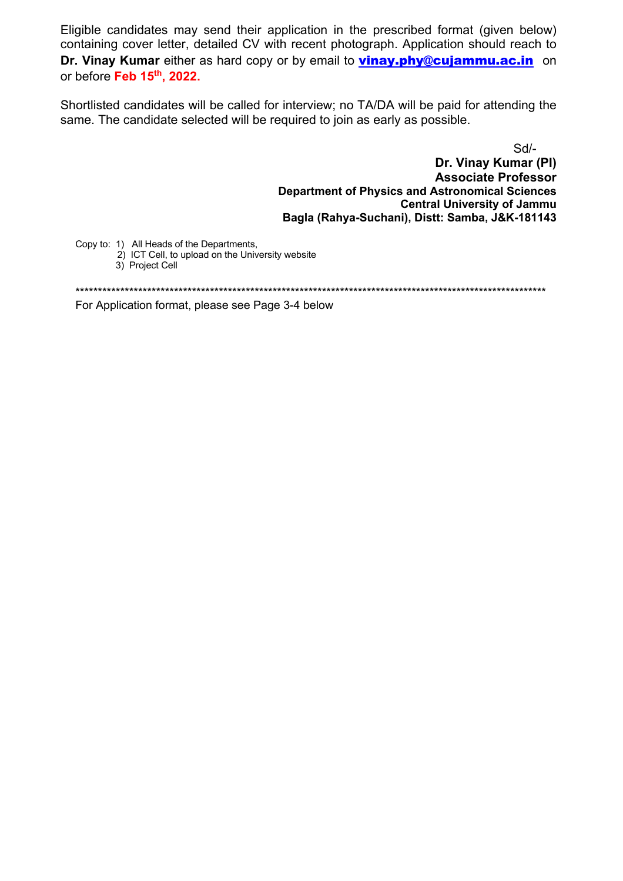Eligible candidates may send their application in the prescribed format (given below) containing cover letter, detailed CV with recent photograph. Application should reach to **Dr. Vinay Kumar** either as hard copy or by email to **vinay.phy@cujammu.ac.in** on or before **Feb 15th, 2022.**

Shortlisted candidates will be called for interview; no TA/DA will be paid for attending the same. The candidate selected will be required to join as early as possible.

Sd/-
**Dr. Vinay Kumar (PI)**
**Associate Professor**
**Department of Physics and Astronomical Sciences**
**Central University of Jammu**
**Bagla (Rahya-Suchani), Distt: Samba, J&K-181143**

Copy to:
1) All Heads of the Departments,
2) ICT Cell, to upload on the University website
3) Project Cell

*************************************************************************************************************

For Application format, please see Page 3-4 below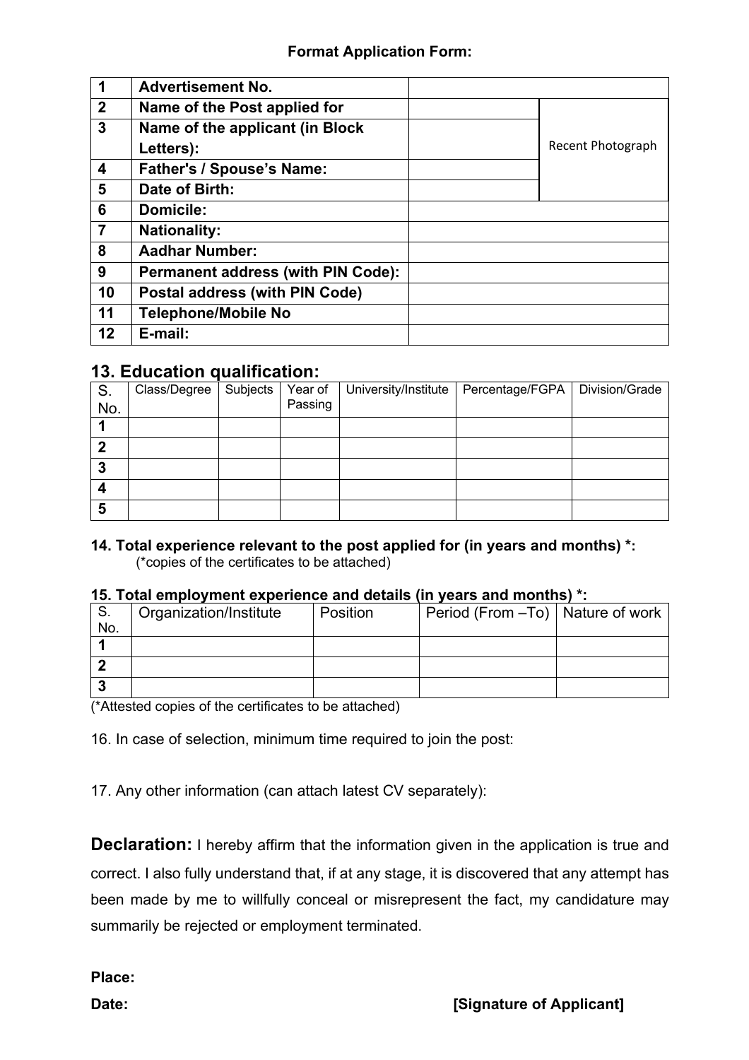**Format Application Form:**

| | | | |
|---|---|---|---|
| **1** | **Advertisement No.** | | |
| **2** | **Name of the Post applied for** | | Recent Photograph |
| **3** | **Name of the applicant (in Block Letters):** | | |
| **4** | **Father's / Spouse's Name:** | | |
| **5** | **Date of Birth:** | | |
| **6** | **Domicile:** | | |
| **7** | **Nationality:** | | |
| **8** | **Aadhar Number:** | | |
| **9** | **Permanent address (with PIN Code):** | | |
| **10** | **Postal address (with PIN Code)** | | |
| **11** | **Telephone/Mobile No** | | |
| **12** | **E-mail:** | | |

## 13. Education qualification:

| S. No. | Class/Degree | Subjects | Year of Passing | University/Institute | Percentage/FGPA | Division/Grade |
|---|---|---|---|---|---|---|
| **1** | | | | | | |
| **2** | | | | | | |
| **3** | | | | | | |
| **4** | | | | | | |
| **5** | | | | | | |

**14. Total experience relevant to the post applied for (in years and months) *:**
(*copies of the certificates to be attached)

**15. Total employment experience and details (in years and months) *:**

| S. No. | Organization/Institute | Position | Period (From –To) | Nature of work |
|---|---|---|---|---|
| **1** | | | | |
| **2** | | | | |
| **3** | | | | |

(*Attested copies of the certificates to be attached)

16. In case of selection, minimum time required to join the post:

17. Any other information (can attach latest CV separately):

**Declaration:** I hereby affirm that the information given in the application is true and correct. I also fully understand that, if at any stage, it is discovered that any attempt has been made by me to willfully conceal or misrepresent the fact, my candidature may summarily be rejected or employment terminated.

**Place:**

**Date:** **[Signature of Applicant]**